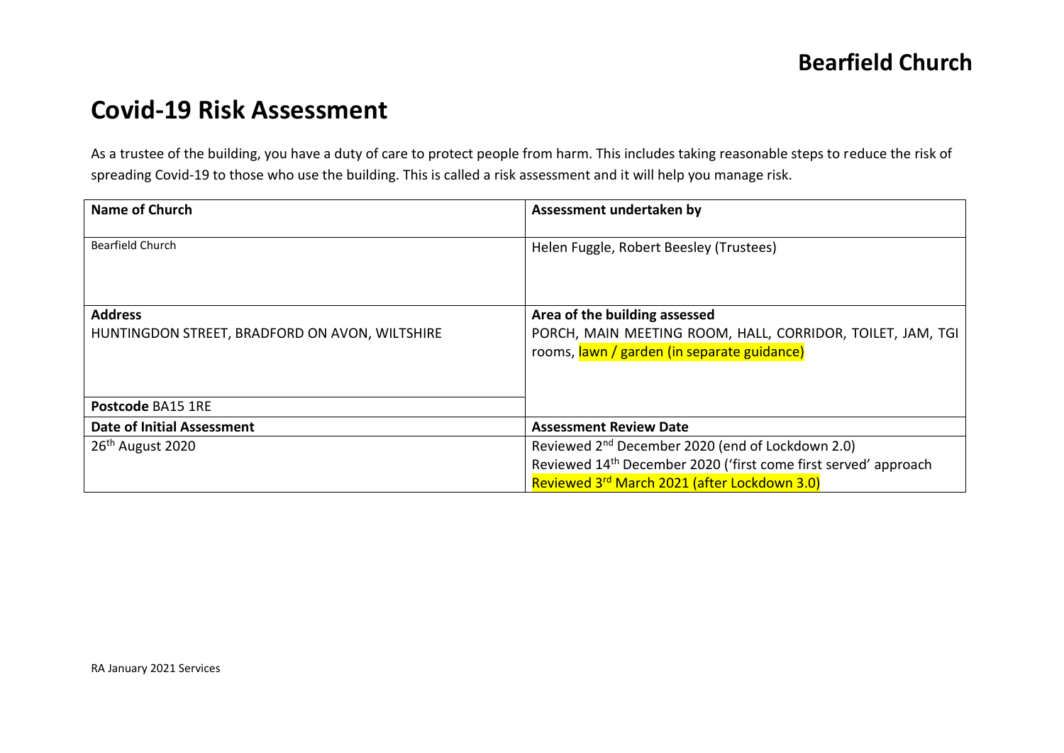## Bearfield Church

# Covid-19 Risk Assessment

As a trustee of the building, you have a duty of care to protect people from harm. This includes taking reasonable steps to reduce the risk of spreading Covid-19 to those who use the building. This is called a risk assessment and it will help you manage risk.

| **Name of Church** | **Assessment undertaken by** |
|---|---|
| Bearfield Church | Helen Fuggle, Robert Beesley (Trustees) |
| **Address**<br>HUNTINGDON STREET, BRADFORD ON AVON, WILTSHIRE | **Area of the building assessed**<br>PORCH, MAIN MEETING ROOM, HALL, CORRIDOR, TOILET, JAM, TGI rooms, lawn / garden (in separate guidance) |
| **Postcode** BA15 1RE | |
| **Date of Initial Assessment** | **Assessment Review Date** |
| 26th August 2020 | Reviewed 2nd December 2020 (end of Lockdown 2.0)<br>Reviewed 14th December 2020 ('first come first served' approach<br>Reviewed 3rd March 2021 (after Lockdown 3.0) |

RA January 2021 Services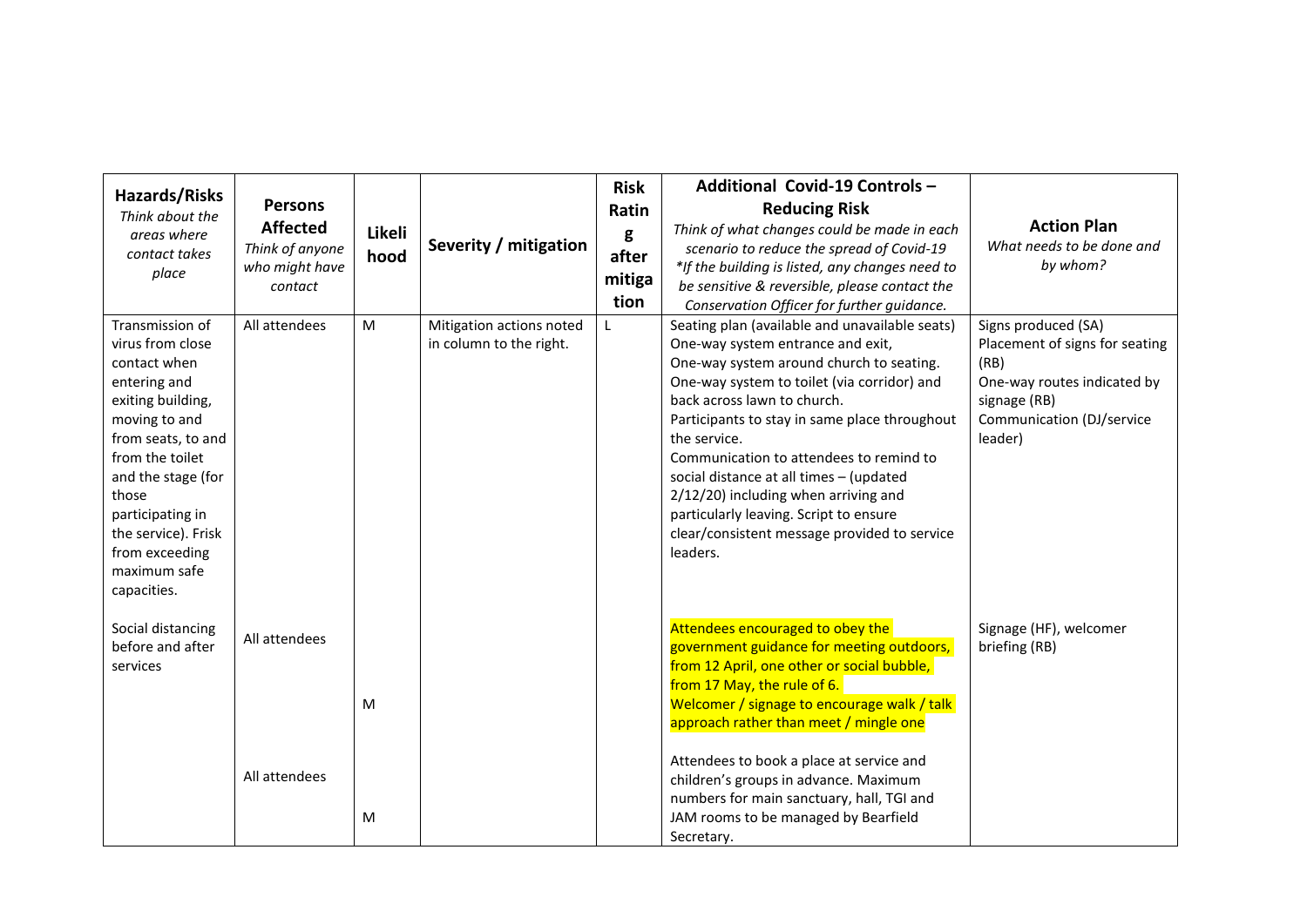| **Hazards/Risks** *Think about the areas where contact takes place* | **Persons Affected** *Think of anyone who might have contact* | **Likelihood** | **Severity / mitigation** | **Rating after mitigation** | **Additional Covid-19 Controls – Reducing Risk** *Think of what changes could be made in each scenario to reduce the spread of Covid-19* *\*If the building is listed, any changes need to be sensitive & reversible, please contact the Conservation Officer for further guidance.* | **Action Plan** *What needs to be done and by whom?* |
|---|---|---|---|---|---|---|
| Transmission of virus from close contact when entering and exiting building, moving to and from seats, to and from the toilet and the stage (for those participating in the service). Frisk from exceeding maximum safe capacities. | All attendees | M | Mitigation actions noted in column to the right. | L | Seating plan (available and unavailable seats) One-way system entrance and exit, One-way system around church to seating. One-way system to toilet (via corridor) and back across lawn to church. Participants to stay in same place throughout the service. Communication to attendees to remind to social distance at all times – (updated 2/12/20) including when arriving and particularly leaving. Script to ensure clear/consistent message provided to service leaders. | Signs produced (SA) Placement of signs for seating (RB) One-way routes indicated by signage (RB) Communication (DJ/service leader) |
| Social distancing before and after services | All attendees | M | | | Attendees encouraged to obey the government guidance for meeting outdoors, from 12 April, one other or social bubble, from 17 May, the rule of 6. Welcomer / signage to encourage walk / talk approach rather than meet / mingle one | Signage (HF), welcomer briefing (RB) |
| | All attendees | M | | | Attendees to book a place at service and children's groups in advance. Maximum numbers for main sanctuary, hall, TGI and JAM rooms to be managed by Bearfield Secretary. | |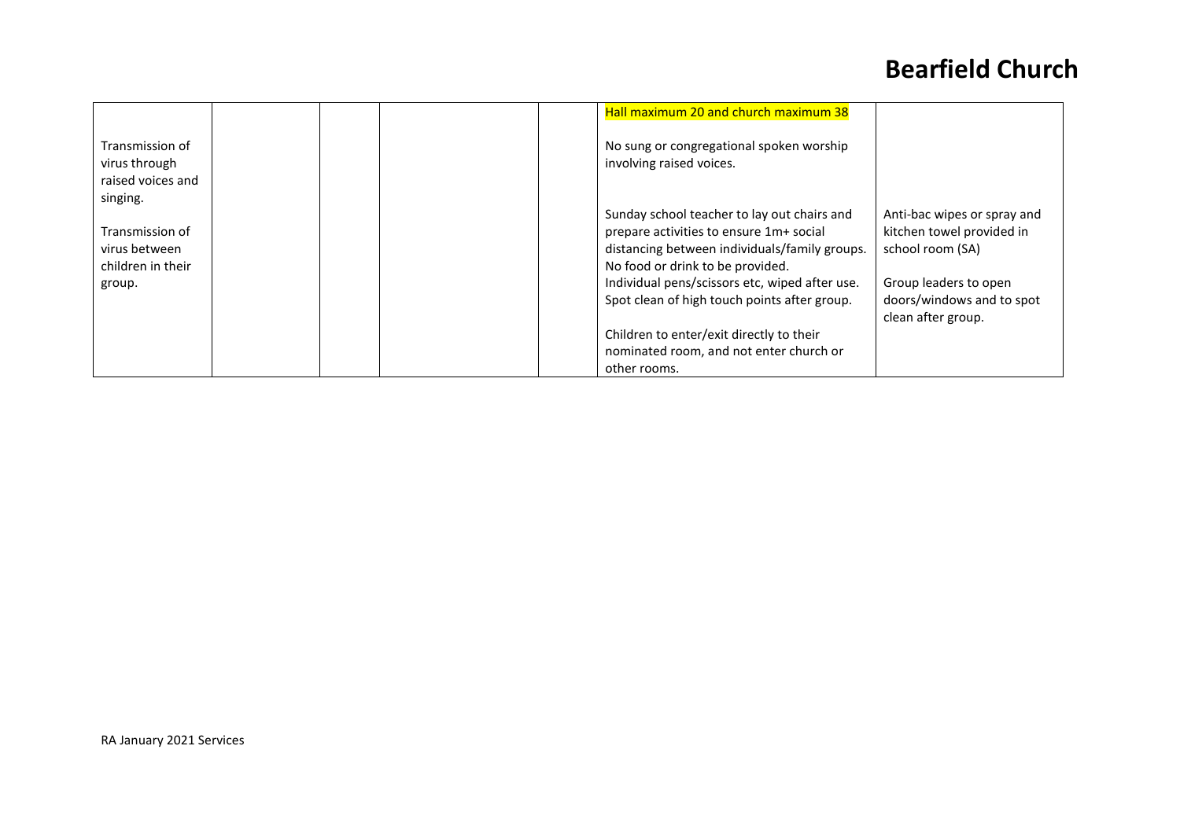| | | | | | | |
|---|---|---|---|---|---|---|
| Transmission of virus through raised voices and singing.<br><br>Transmission of virus between children in their group. | | | | | Hall maximum 20 and church maximum 38<br><br>No sung or congregational spoken worship involving raised voices.<br><br>Sunday school teacher to lay out chairs and prepare activities to ensure 1m+ social distancing between individuals/family groups. No food or drink to be provided. Individual pens/scissors etc, wiped after use. Spot clean of high touch points after group.<br><br>Children to enter/exit directly to their nominated room, and not enter church or other rooms. | Anti-bac wipes or spray and kitchen towel provided in school room (SA)<br><br>Group leaders to open doors/windows and to spot clean after group. |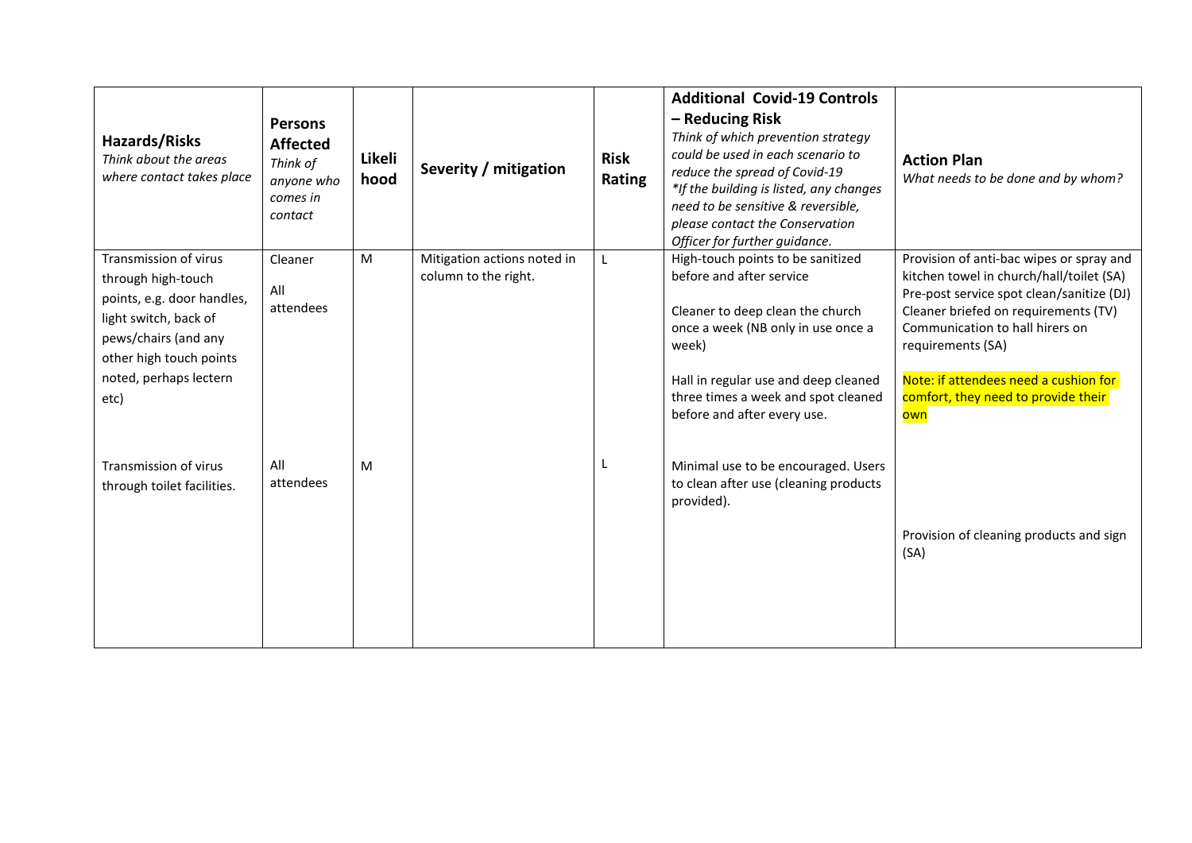| **Hazards/Risks** *Think about the areas where contact takes place* | **Persons Affected** *Think of anyone who comes in contact* | **Likelihood** | **Severity / mitigation** | **Risk Rating** | **Additional Covid-19 Controls – Reducing Risk** *Think of which prevention strategy could be used in each scenario to reduce the spread of Covid-19* *\*If the building is listed, any changes need to be sensitive & reversible, please contact the Conservation Officer for further guidance.* | **Action Plan** *What needs to be done and by whom?* |
|---|---|---|---|---|---|---|
| Transmission of virus through high-touch points, e.g. door handles, light switch, back of pews/chairs (and any other high touch points noted, perhaps lectern etc) | Cleaner<br><br>All attendees | M | Mitigation actions noted in column to the right. | L | High-touch points to be sanitized before and after service<br><br>Cleaner to deep clean the church once a week (NB only in use once a week)<br><br>Hall in regular use and deep cleaned three times a week and spot cleaned before and after every use. | Provision of anti-bac wipes or spray and kitchen towel in church/hall/toilet (SA)<br>Pre-post service spot clean/sanitize (DJ)<br>Cleaner briefed on requirements (TV)<br>Communication to hall hirers on requirements (SA)<br><br>Note: if attendees need a cushion for comfort, they need to provide their own |
| Transmission of virus through toilet facilities. | All attendees | M | | L | Minimal use to be encouraged. Users to clean after use (cleaning products provided). | Provision of cleaning products and sign (SA) |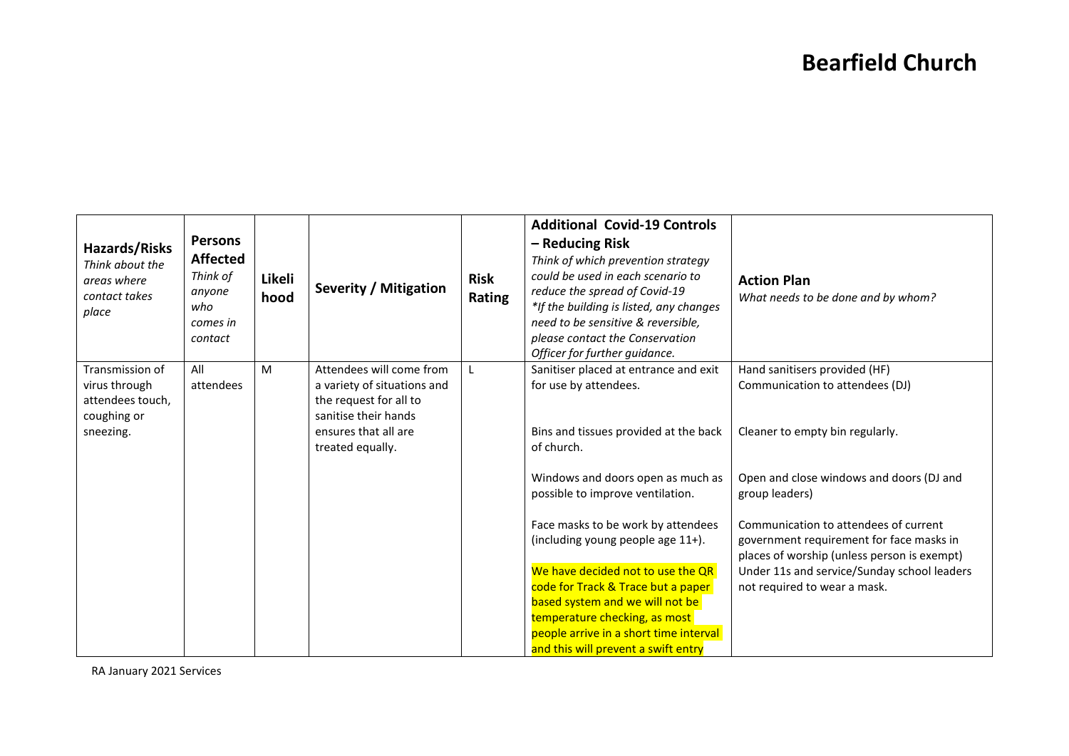# Bearfield Church

| **Hazards/Risks** *Think about the areas where contact takes place* | **Persons Affected** *Think of anyone who comes in contact* | **Likelihood** | **Severity / Mitigation** | **Risk Rating** | **Additional Covid-19 Controls – Reducing Risk** *Think of which prevention strategy could be used in each scenario to reduce the spread of Covid-19* *\*If the building is listed, any changes need to be sensitive & reversible, please contact the Conservation Officer for further guidance.* | **Action Plan** *What needs to be done and by whom?* |
|---|---|---|---|---|---|---|
| Transmission of virus through attendees touch, coughing or sneezing. | All attendees | M | Attendees will come from a variety of situations and the request for all to sanitise their hands ensures that all are treated equally. | L | Sanitiser placed at entrance and exit for use by attendees.<br><br>Bins and tissues provided at the back of church.<br><br>Windows and doors open as much as possible to improve ventilation.<br><br>Face masks to be work by attendees (including young people age 11+).<br><br>We have decided not to use the QR code for Track & Trace but a paper based system and we will not be temperature checking, as most people arrive in a short time interval and this will prevent a swift entry | Hand sanitisers provided (HF)<br>Communication to attendees (DJ)<br><br>Cleaner to empty bin regularly.<br><br>Open and close windows and doors (DJ and group leaders)<br><br>Communication to attendees of current government requirement for face masks in places of worship (unless person is exempt)<br>Under 11s and service/Sunday school leaders not required to wear a mask. |

RA January 2021 Services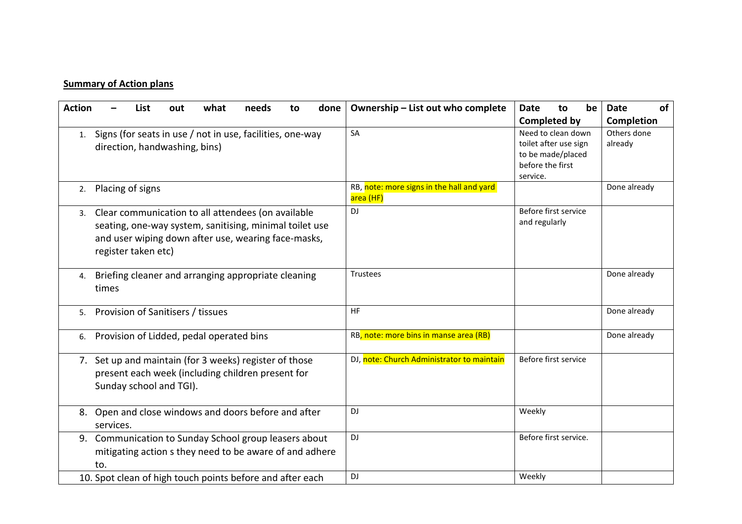**Summary of Action plans**

| Action – List out what needs to done | Ownership – List out who complete | Date to be Completed by | Date of Completion |
|---|---|---|---|
| 1. Signs (for seats in use / not in use, facilities, one-way direction, handwashing, bins) | SA | Need to clean down toilet after use sign to be made/placed before the first service. | Others done already |
| 2. Placing of signs | RB, note: more signs in the hall and yard area (HF) | | Done already |
| 3. Clear communication to all attendees (on available seating, one-way system, sanitising, minimal toilet use and user wiping down after use, wearing face-masks, register taken etc) | DJ | Before first service and regularly | |
| 4. Briefing cleaner and arranging appropriate cleaning times | Trustees | | Done already |
| 5. Provision of Sanitisers / tissues | HF | | Done already |
| 6. Provision of Lidded, pedal operated bins | RB, note: more bins in manse area (RB) | | Done already |
| 7. Set up and maintain (for 3 weeks) register of those present each week (including children present for Sunday school and TGI). | DJ, note: Church Administrator to maintain | Before first service | |
| 8. Open and close windows and doors before and after services. | DJ | Weekly | |
| 9. Communication to Sunday School group leasers about mitigating action s they need to be aware of and adhere to. | DJ | Before first service. | |
| 10. Spot clean of high touch points before and after each | DJ | Weekly | |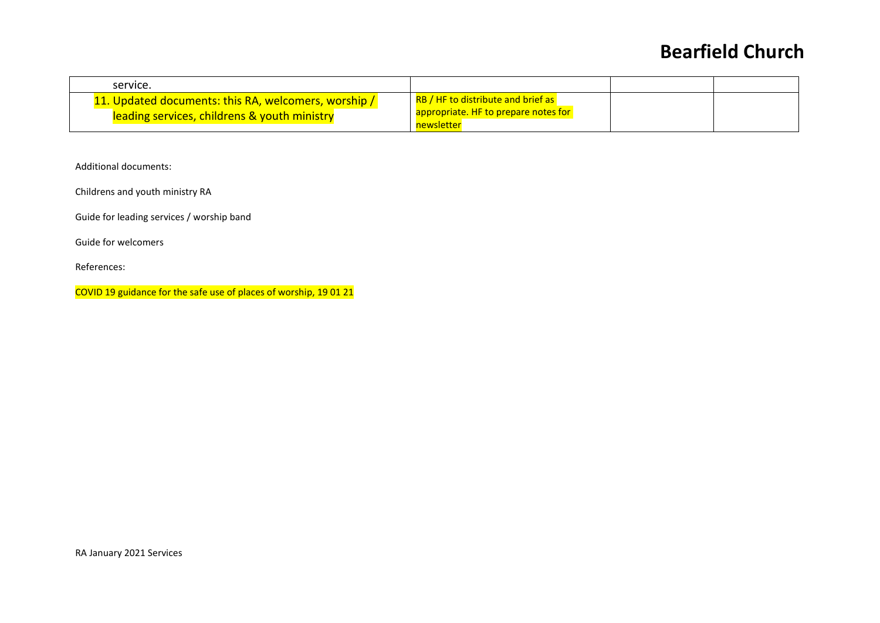| | | | |
|---|---|---|---|
| service. | | | |
| 11. Updated documents: this RA, welcomers, worship / leading services, childrens & youth ministry | RB / HF to distribute and brief as appropriate. HF to prepare notes for newsletter | | |

Additional documents:

Childrens and youth ministry RA

Guide for leading services / worship band

Guide for welcomers

References:

COVID 19 guidance for the safe use of places of worship, 19 01 21